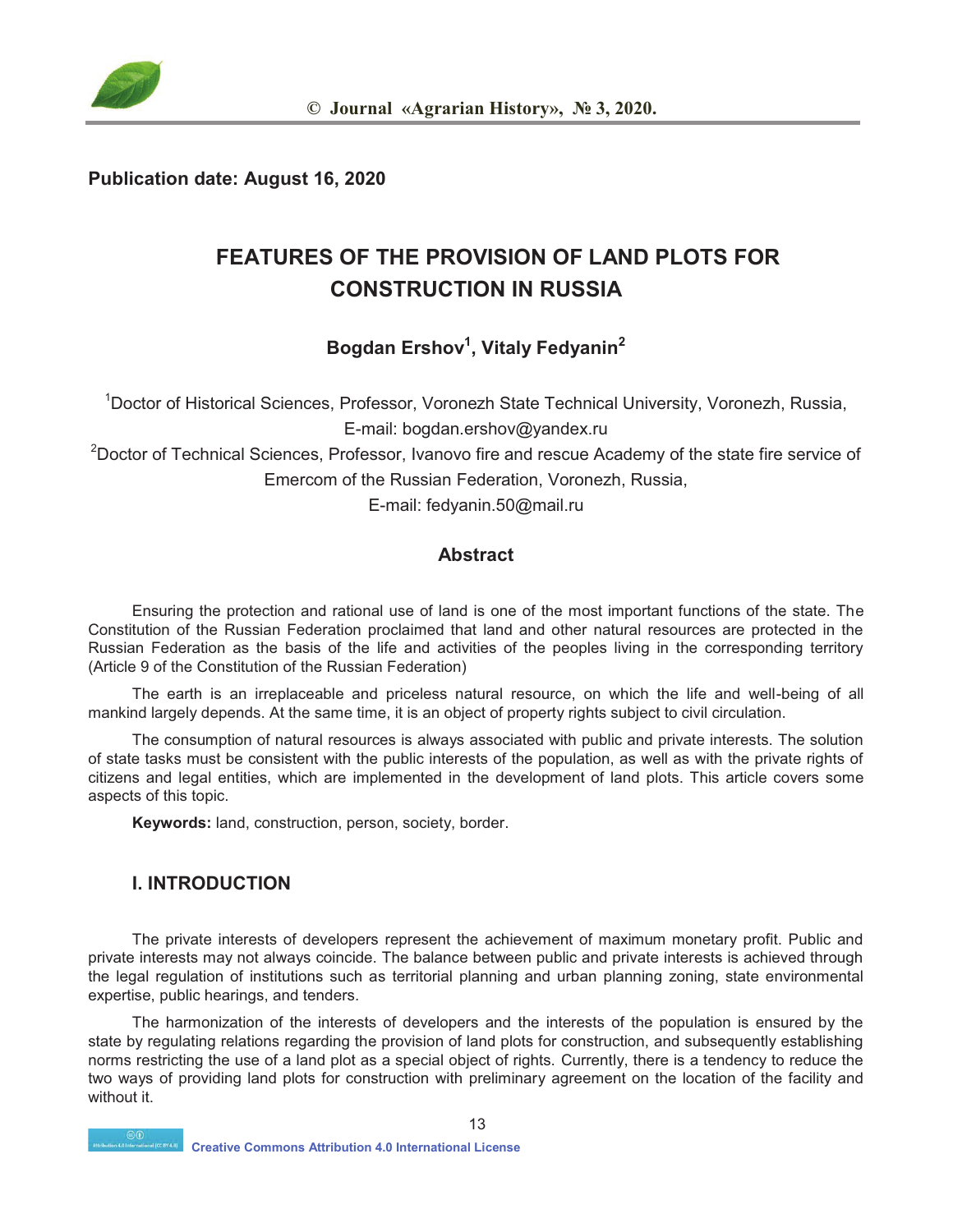**Publication date: August 16, 2020**

# FEATURES OF THE PROVISION OF LAND PLOTS FOR CONSTRUCTION IN RUSSIA

**Bogdan Ershov[1], Vitaly Fedyanin[2]**

[1]Doctor of Historical Sciences, Professor, Voronezh State Technical University, Voronezh, Russia, E-mail: bogdan.ershov@yandex.ru

[2]Doctor of Technical Sciences, Professor, Ivanovo fire and rescue Academy of the state fire service of Emercom of the Russian Federation, Voronezh, Russia, E-mail: fedyanin.50@mail.ru

## Abstract

Ensuring the protection and rational use of land is one of the most important functions of the state. The Constitution of the Russian Federation proclaimed that land and other natural resources are protected in the Russian Federation as the basis of the life and activities of the peoples living in the corresponding territory (Article 9 of the Constitution of the Russian Federation)

The earth is an irreplaceable and priceless natural resource, on which the life and well-being of all mankind largely depends. At the same time, it is an object of property rights subject to civil circulation.

The consumption of natural resources is always associated with public and private interests. The solution of state tasks must be consistent with the public interests of the population, as well as with the private rights of citizens and legal entities, which are implemented in the development of land plots. This article covers some aspects of this topic.

**Keywords:** land, construction, person, society, border.

## I. INTRODUCTION

The private interests of developers represent the achievement of maximum monetary profit. Public and private interests may not always coincide. The balance between public and private interests is achieved through the legal regulation of institutions such as territorial planning and urban planning zoning, state environmental expertise, public hearings, and tenders.

The harmonization of the interests of developers and the interests of the population is ensured by the state by regulating relations regarding the provision of land plots for construction, and subsequently establishing norms restricting the use of a land plot as a special object of rights. Currently, there is a tendency to reduce the two ways of providing land plots for construction with preliminary agreement on the location of the facility and without it.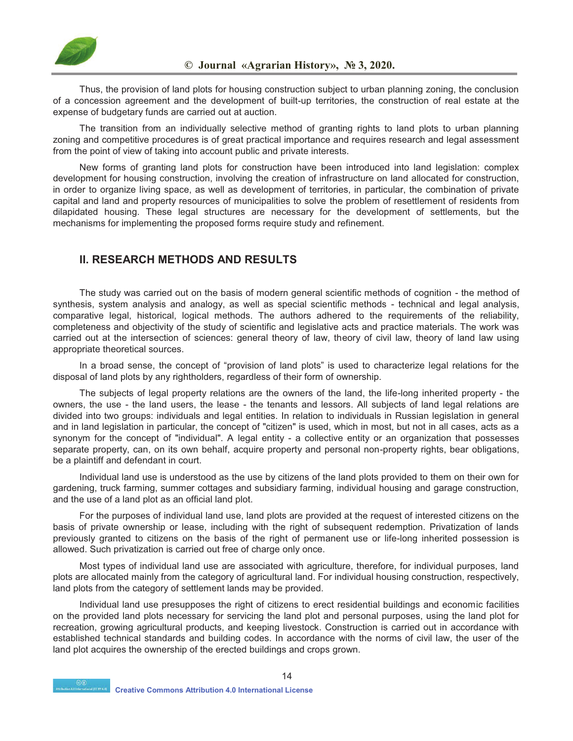Thus, the provision of land plots for housing construction subject to urban planning zoning, the conclusion of a concession agreement and the development of built-up territories, the construction of real estate at the expense of budgetary funds are carried out at auction.

The transition from an individually selective method of granting rights to land plots to urban planning zoning and competitive procedures is of great practical importance and requires research and legal assessment from the point of view of taking into account public and private interests.

New forms of granting land plots for construction have been introduced into land legislation: complex development for housing construction, involving the creation of infrastructure on land allocated for construction, in order to organize living space, as well as development of territories, in particular, the combination of private capital and land and property resources of municipalities to solve the problem of resettlement of residents from dilapidated housing. These legal structures are necessary for the development of settlements, but the mechanisms for implementing the proposed forms require study and refinement.

## II. RESEARCH METHODS AND RESULTS

The study was carried out on the basis of modern general scientific methods of cognition - the method of synthesis, system analysis and analogy, as well as special scientific methods - technical and legal analysis, comparative legal, historical, logical methods. The authors adhered to the requirements of the reliability, completeness and objectivity of the study of scientific and legislative acts and practice materials. The work was carried out at the intersection of sciences: general theory of law, theory of civil law, theory of land law using appropriate theoretical sources.

In a broad sense, the concept of "provision of land plots" is used to characterize legal relations for the disposal of land plots by any rightholders, regardless of their form of ownership.

The subjects of legal property relations are the owners of the land, the life-long inherited property - the owners, the use - the land users, the lease - the tenants and lessors. All subjects of land legal relations are divided into two groups: individuals and legal entities. In relation to individuals in Russian legislation in general and in land legislation in particular, the concept of "citizen" is used, which in most, but not in all cases, acts as a synonym for the concept of "individual". A legal entity - a collective entity or an organization that possesses separate property, can, on its own behalf, acquire property and personal non-property rights, bear obligations, be a plaintiff and defendant in court.

Individual land use is understood as the use by citizens of the land plots provided to them on their own for gardening, truck farming, summer cottages and subsidiary farming, individual housing and garage construction, and the use of a land plot as an official land plot.

For the purposes of individual land use, land plots are provided at the request of interested citizens on the basis of private ownership or lease, including with the right of subsequent redemption. Privatization of lands previously granted to citizens on the basis of the right of permanent use or life-long inherited possession is allowed. Such privatization is carried out free of charge only once.

Most types of individual land use are associated with agriculture, therefore, for individual purposes, land plots are allocated mainly from the category of agricultural land. For individual housing construction, respectively, land plots from the category of settlement lands may be provided.

Individual land use presupposes the right of citizens to erect residential buildings and economic facilities on the provided land plots necessary for servicing the land plot and personal purposes, using the land plot for recreation, growing agricultural products, and keeping livestock. Construction is carried out in accordance with established technical standards and building codes. In accordance with the norms of civil law, the user of the land plot acquires the ownership of the erected buildings and crops grown.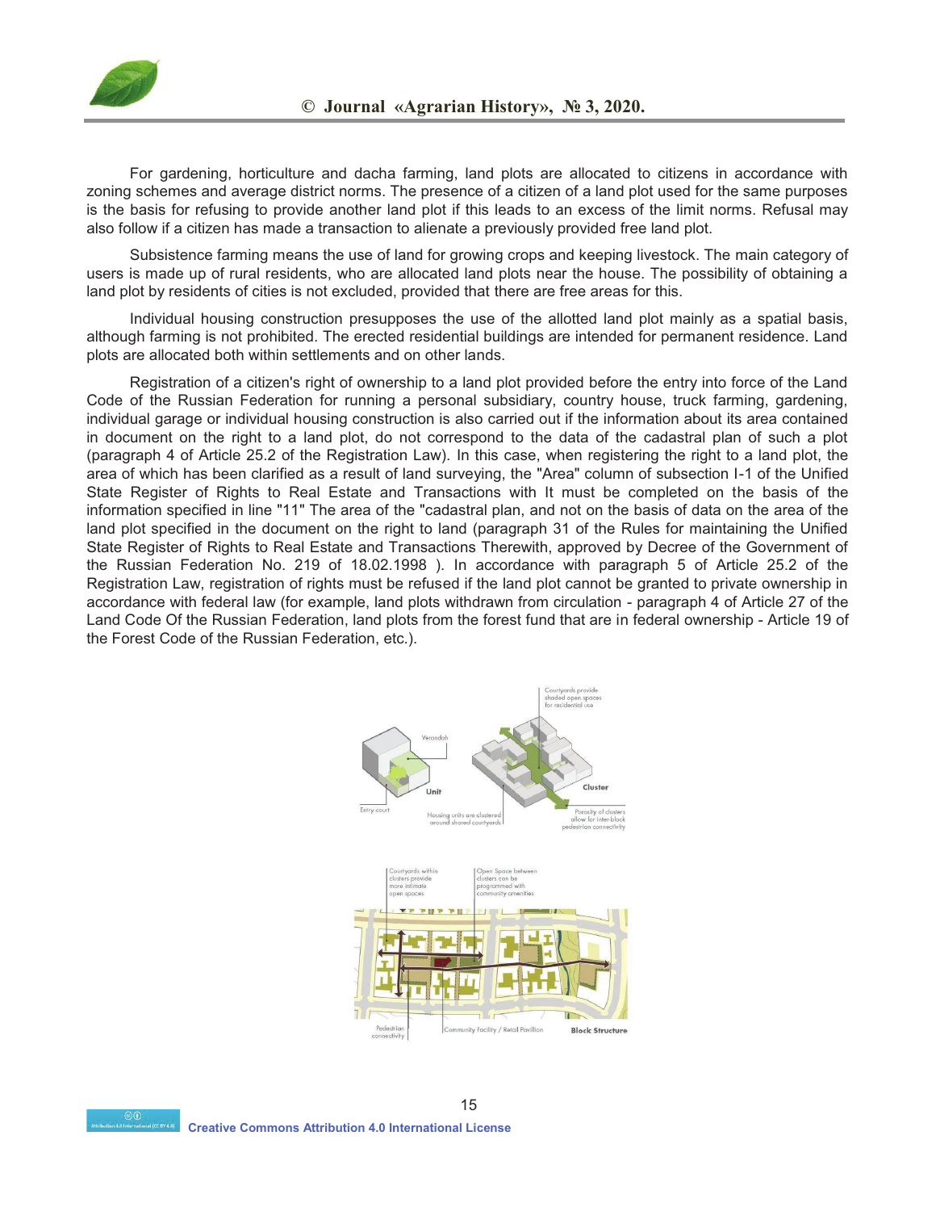For gardening, horticulture and dacha farming, land plots are allocated to citizens in accordance with zoning schemes and average district norms. The presence of a citizen of a land plot used for the same purposes is the basis for refusing to provide another land plot if this leads to an excess of the limit norms. Refusal may also follow if a citizen has made a transaction to alienate a previously provided free land plot.

Subsistence farming means the use of land for growing crops and keeping livestock. The main category of users is made up of rural residents, who are allocated land plots near the house. The possibility of obtaining a land plot by residents of cities is not excluded, provided that there are free areas for this.

Individual housing construction presupposes the use of the allotted land plot mainly as a spatial basis, although farming is not prohibited. The erected residential buildings are intended for permanent residence. Land plots are allocated both within settlements and on other lands.

Registration of a citizen's right of ownership to a land plot provided before the entry into force of the Land Code of the Russian Federation for running a personal subsidiary, country house, truck farming, gardening, individual garage or individual housing construction is also carried out if the information about its area contained in document on the right to a land plot, do not correspond to the data of the cadastral plan of such a plot (paragraph 4 of Article 25.2 of the Registration Law). In this case, when registering the right to a land plot, the area of which has been clarified as a result of land surveying, the "Area" column of subsection I-1 of the Unified State Register of Rights to Real Estate and Transactions with It must be completed on the basis of the information specified in line "11" The area of the "cadastral plan, and not on the basis of data on the area of the land plot specified in the document on the right to land (paragraph 31 of the Rules for maintaining the Unified State Register of Rights to Real Estate and Transactions Therewith, approved by Decree of the Government of the Russian Federation No. 219 of 18.02.1998 ). In accordance with paragraph 5 of Article 25.2 of the Registration Law, registration of rights must be refused if the land plot cannot be granted to private ownership in accordance with federal law (for example, land plots withdrawn from circulation - paragraph 4 of Article 27 of the Land Code Of the Russian Federation, land plots from the forest fund that are in federal ownership - Article 19 of the Forest Code of the Russian Federation, etc.).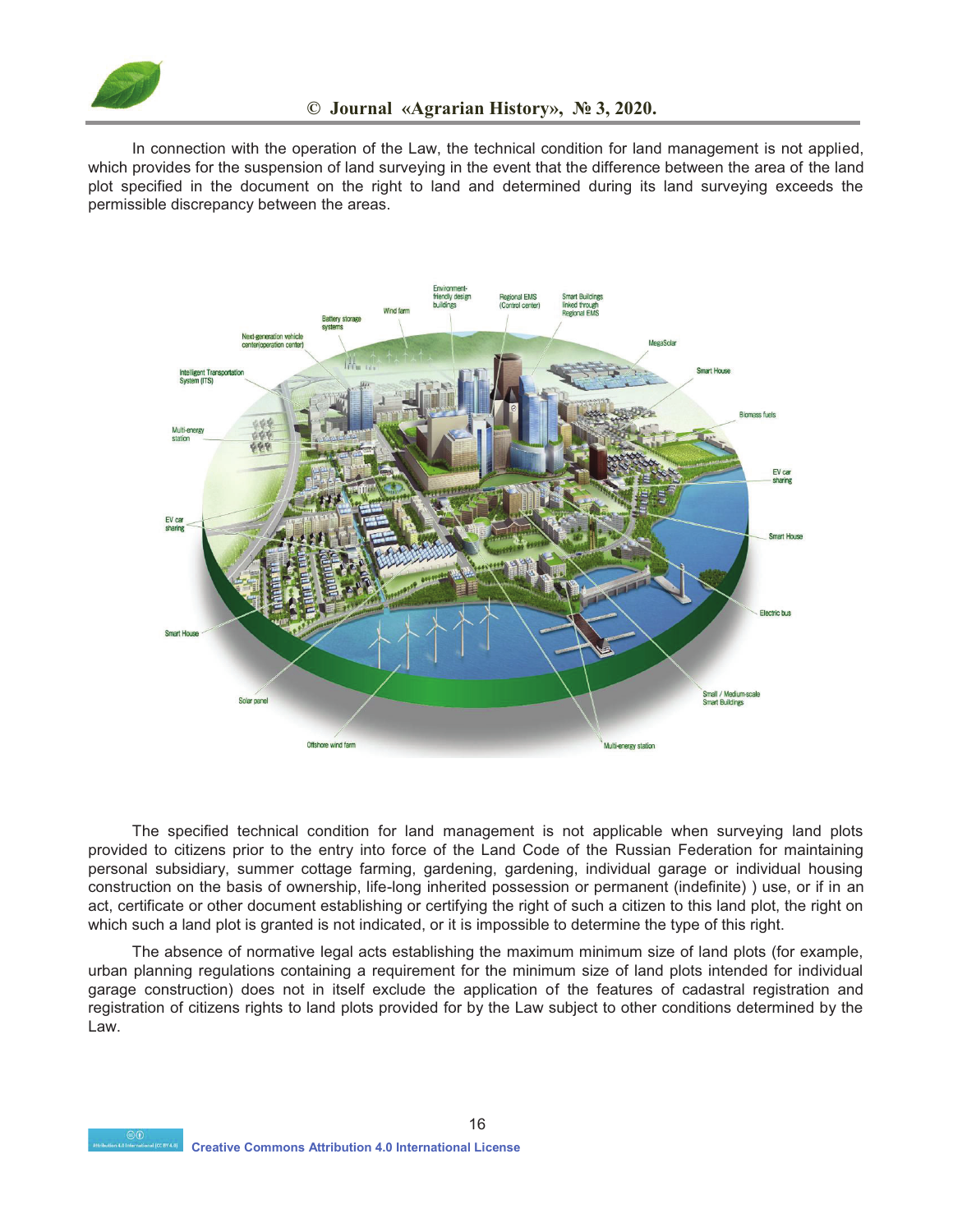In connection with the operation of the Law, the technical condition for land management is not applied, which provides for the suspension of land surveying in the event that the difference between the area of the land plot specified in the document on the right to land and determined during its land surveying exceeds the permissible discrepancy between the areas.

The specified technical condition for land management is not applicable when surveying land plots provided to citizens prior to the entry into force of the Land Code of the Russian Federation for maintaining personal subsidiary, summer cottage farming, gardening, gardening, individual garage or individual housing construction on the basis of ownership, life-long inherited possession or permanent (indefinite) ) use, or if in an act, certificate or other document establishing or certifying the right of such a citizen to this land plot, the right on which such a land plot is granted is not indicated, or it is impossible to determine the type of this right.

The absence of normative legal acts establishing the maximum minimum size of land plots (for example, urban planning regulations containing a requirement for the minimum size of land plots intended for individual garage construction) does not in itself exclude the application of the features of cadastral registration and registration of citizens rights to land plots provided for by the Law subject to other conditions determined by the Law.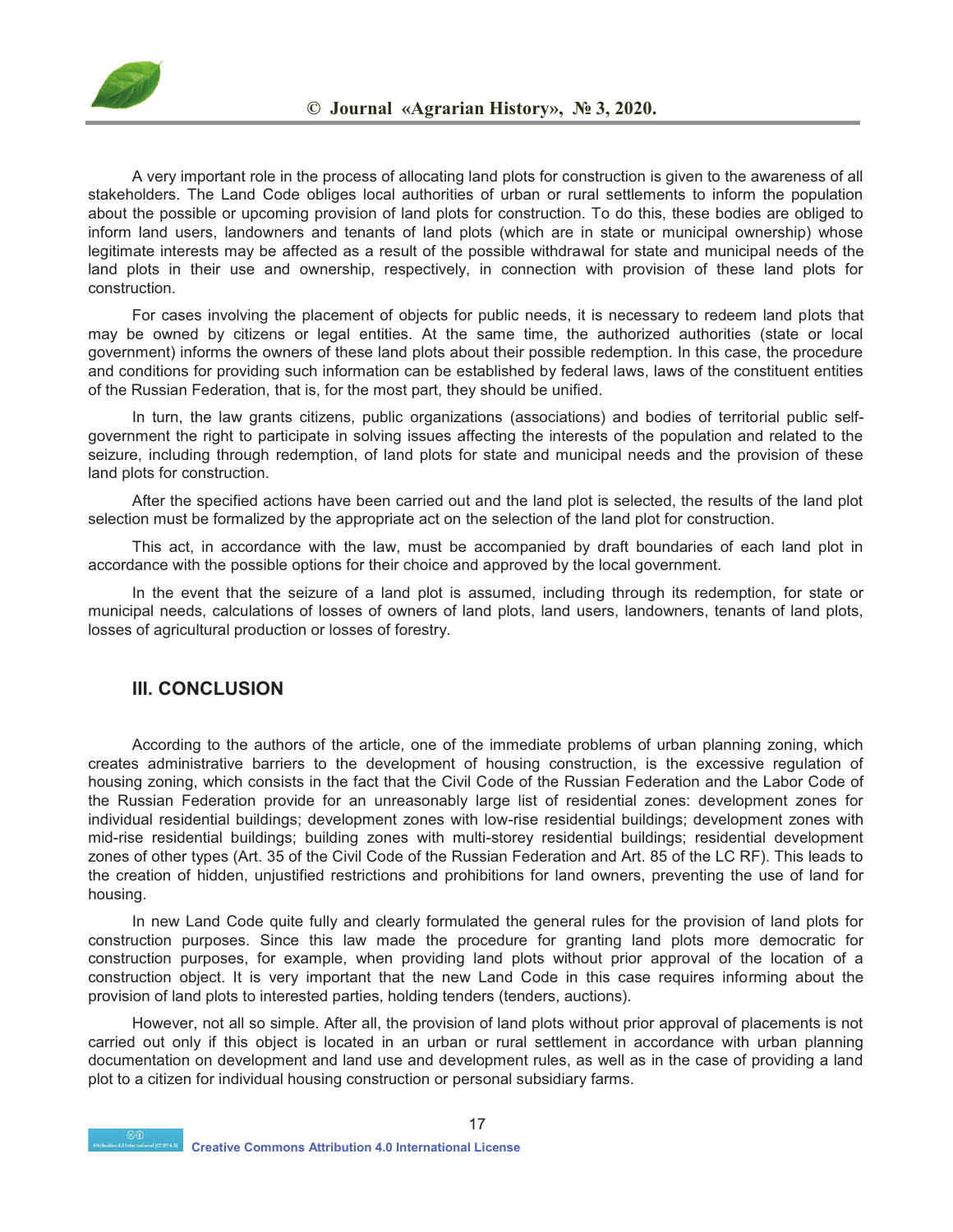A very important role in the process of allocating land plots for construction is given to the awareness of all stakeholders. The Land Code obliges local authorities of urban or rural settlements to inform the population about the possible or upcoming provision of land plots for construction. To do this, these bodies are obliged to inform land users, landowners and tenants of land plots (which are in state or municipal ownership) whose legitimate interests may be affected as a result of the possible withdrawal for state and municipal needs of the land plots in their use and ownership, respectively, in connection with provision of these land plots for construction.

For cases involving the placement of objects for public needs, it is necessary to redeem land plots that may be owned by citizens or legal entities. At the same time, the authorized authorities (state or local government) informs the owners of these land plots about their possible redemption. In this case, the procedure and conditions for providing such information can be established by federal laws, laws of the constituent entities of the Russian Federation, that is, for the most part, they should be unified.

In turn, the law grants citizens, public organizations (associations) and bodies of territorial public self-government the right to participate in solving issues affecting the interests of the population and related to the seizure, including through redemption, of land plots for state and municipal needs and the provision of these land plots for construction.

After the specified actions have been carried out and the land plot is selected, the results of the land plot selection must be formalized by the appropriate act on the selection of the land plot for construction.

This act, in accordance with the law, must be accompanied by draft boundaries of each land plot in accordance with the possible options for their choice and approved by the local government.

In the event that the seizure of a land plot is assumed, including through its redemption, for state or municipal needs, calculations of losses of owners of land plots, land users, landowners, tenants of land plots, losses of agricultural production or losses of forestry.

## III. CONCLUSION

According to the authors of the article, one of the immediate problems of urban planning zoning, which creates administrative barriers to the development of housing construction, is the excessive regulation of housing zoning, which consists in the fact that the Civil Code of the Russian Federation and the Labor Code of the Russian Federation provide for an unreasonably large list of residential zones: development zones for individual residential buildings; development zones with low-rise residential buildings; development zones with mid-rise residential buildings; building zones with multi-storey residential buildings; residential development zones of other types (Art. 35 of the Civil Code of the Russian Federation and Art. 85 of the LC RF). This leads to the creation of hidden, unjustified restrictions and prohibitions for land owners, preventing the use of land for housing.

In new Land Code quite fully and clearly formulated the general rules for the provision of land plots for construction purposes. Since this law made the procedure for granting land plots more democratic for construction purposes, for example, when providing land plots without prior approval of the location of a construction object. It is very important that the new Land Code in this case requires informing about the provision of land plots to interested parties, holding tenders (tenders, auctions).

However, not all so simple. After all, the provision of land plots without prior approval of placements is not carried out only if this object is located in an urban or rural settlement in accordance with urban planning documentation on development and land use and development rules, as well as in the case of providing a land plot to a citizen for individual housing construction or personal subsidiary farms.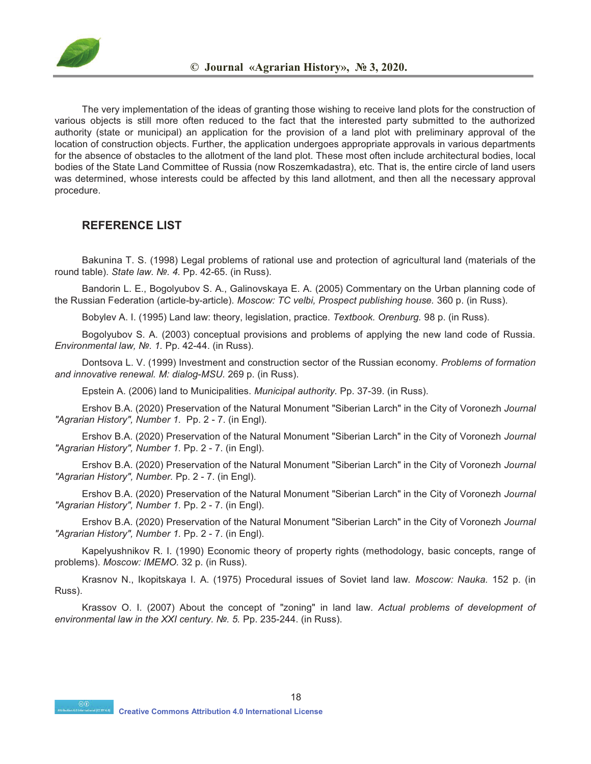The very implementation of the ideas of granting those wishing to receive land plots for the construction of various objects is still more often reduced to the fact that the interested party submitted to the authorized authority (state or municipal) an application for the provision of a land plot with preliminary approval of the location of construction objects. Further, the application undergoes appropriate approvals in various departments for the absence of obstacles to the allotment of the land plot. These most often include architectural bodies, local bodies of the State Land Committee of Russia (now Roszemkadastra), etc. That is, the entire circle of land users was determined, whose interests could be affected by this land allotment, and then all the necessary approval procedure.

## REFERENCE LIST

Bakunina T. S. (1998) Legal problems of rational use and protection of agricultural land (materials of the round table). *State law. №. 4.* Pp. 42-65. (in Russ).

Bandorin L. E., Bogolyubov S. A., Galinovskaya E. A. (2005) Commentary on the Urban planning code of the Russian Federation (article-by-article). *Moscow: TC velbi, Prospect publishing house.* 360 p. (in Russ).

Bobylev A. I. (1995) Land law: theory, legislation, practice. *Textbook. Orenburg.* 98 p. (in Russ).

Bogolyubov S. A. (2003) conceptual provisions and problems of applying the new land code of Russia. *Environmental law, №. 1.* Pp. 42-44. (in Russ).

Dontsova L. V. (1999) Investment and construction sector of the Russian economy. *Problems of formation and innovative renewal. M: dialog-MSU.* 269 p. (in Russ).

Epstein A. (2006) land to Municipalities. *Municipal authority.* Pp. 37-39. (in Russ).

Ershov B.A. (2020) Preservation of the Natural Monument "Siberian Larch" in the City of Voronezh *Journal "Agrarian History", Number 1.* Pp. 2 - 7. (in Engl).

Ershov B.A. (2020) Preservation of the Natural Monument "Siberian Larch" in the City of Voronezh *Journal "Agrarian History", Number 1.* Pp. 2 - 7. (in Engl).

Ershov B.A. (2020) Preservation of the Natural Monument "Siberian Larch" in the City of Voronezh *Journal "Agrarian History", Number.* Pp. 2 - 7. (in Engl).

Ershov B.A. (2020) Preservation of the Natural Monument "Siberian Larch" in the City of Voronezh *Journal "Agrarian History", Number 1.* Pp. 2 - 7. (in Engl).

Ershov B.A. (2020) Preservation of the Natural Monument "Siberian Larch" in the City of Voronezh *Journal "Agrarian History", Number 1.* Pp. 2 - 7. (in Engl).

Kapelyushnikov R. I. (1990) Economic theory of property rights (methodology, basic concepts, range of problems). *Moscow: IMEMO.* 32 p. (in Russ).

Krasnov N., Ikopitskaya I. A. (1975) Procedural issues of Soviet land law. *Moscow: Nauka.* 152 p. (in Russ).

Krassov O. I. (2007) About the concept of "zoning" in land law. *Actual problems of development of environmental law in the XXI century. №. 5.* Pp. 235-244. (in Russ).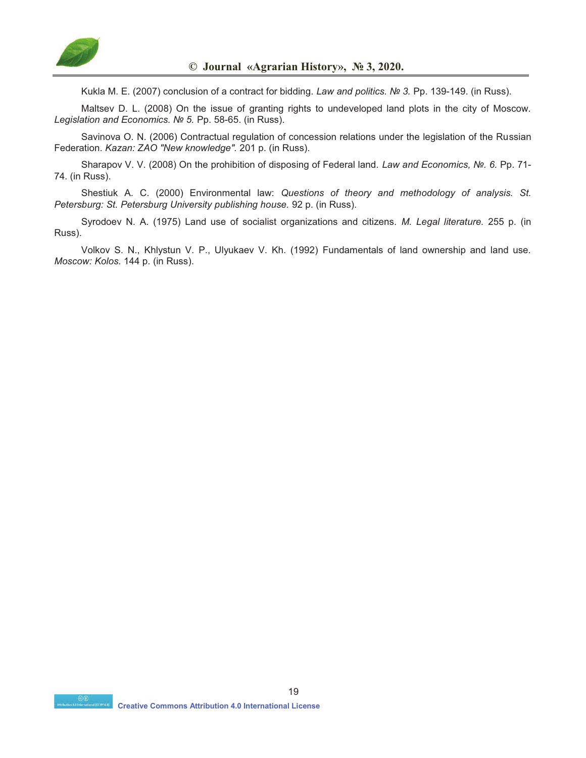Kukla M. E. (2007) conclusion of a contract for bidding. *Law and politics. № 3.* Pp. 139-149. (in Russ).

Maltsev D. L. (2008) On the issue of granting rights to undeveloped land plots in the city of Moscow. *Legislation and Economics. № 5.* Pp. 58-65. (in Russ).

Savinova O. N. (2006) Contractual regulation of concession relations under the legislation of the Russian Federation. *Kazan: ZAO "New knowledge".* 201 p. (in Russ).

Sharapov V. V. (2008) On the prohibition of disposing of Federal land. *Law and Economics, №. 6.* Pp. 71-74. (in Russ).

Shestiuk A. C. (2000) Environmental law: *Questions of theory and methodology of analysis. St. Petersburg: St. Petersburg University publishing house.* 92 p. (in Russ).

Syrodoev N. A. (1975) Land use of socialist organizations and citizens. *M. Legal literature.* 255 p. (in Russ).

Volkov S. N., Khlystun V. P., Ulyukaev V. Kh. (1992) Fundamentals of land ownership and land use. *Moscow: Kolos.* 144 p. (in Russ).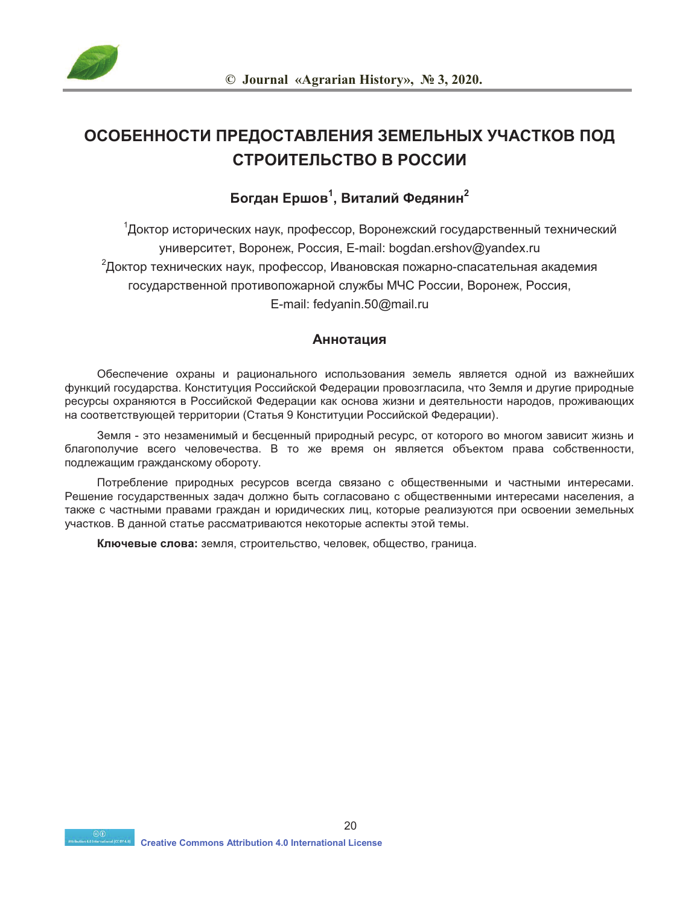# ОСОБЕННОСТИ ПРЕДОСТАВЛЕНИЯ ЗЕМЕЛЬНЫХ УЧАСТКОВ ПОД СТРОИТЕЛЬСТВО В РОССИИ

**Богдан Ершов[1], Виталий Федянин[2]**

[1]Доктор исторических наук, профессор, Воронежский государственный технический университет, Воронеж, Россия, E-mail: bogdan.ershov@yandex.ru

[2]Доктор технических наук, профессор, Ивановская пожарно-спасательная академия государственной противопожарной службы МЧС России, Воронеж, Россия, E-mail: fedyanin.50@mail.ru

## Аннотация

Обеспечение охраны и рационального использования земель является одной из важнейших функций государства. Конституция Российской Федерации провозгласила, что Земля и другие природные ресурсы охраняются в Российской Федерации как основа жизни и деятельности народов, проживающих на соответствующей территории (Статья 9 Конституции Российской Федерации).

Земля - это незаменимый и бесценный природный ресурс, от которого во многом зависит жизнь и благополучие всего человечества. В то же время он является объектом права собственности, подлежащим гражданскому обороту.

Потребление природных ресурсов всегда связано с общественными и частными интересами. Решение государственных задач должно быть согласовано с общественными интересами населения, а также с частными правами граждан и юридических лиц, которые реализуются при освоении земельных участков. В данной статье рассматриваются некоторые аспекты этой темы.

**Ключевые слова:** земля, строительство, человек, общество, граница.